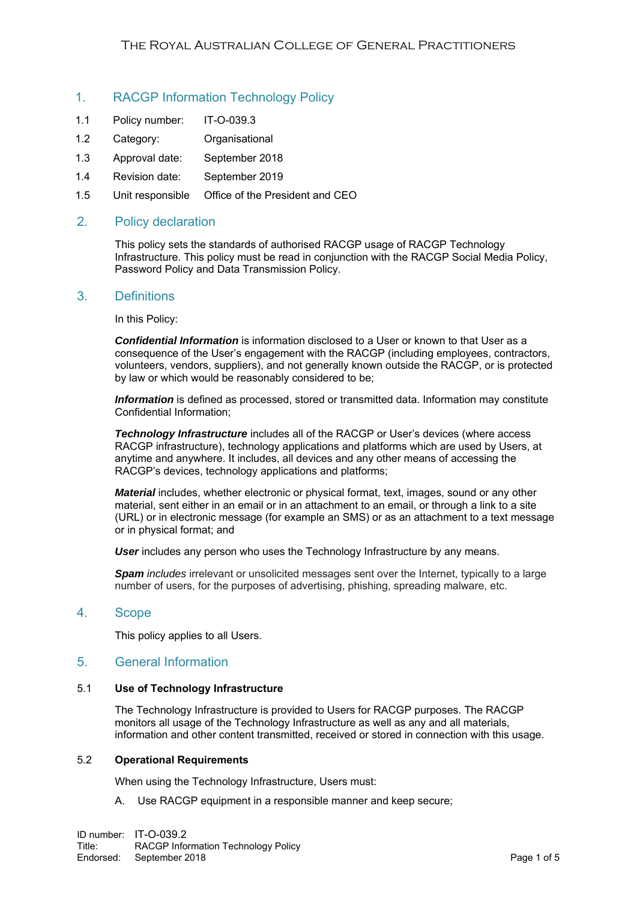## 1. RACGP Information Technology Policy

1.1 Policy number: IT-O-039.3

1.2 Category: Organisational

1.3 Approval date: September 2018

1.4 Revision date: September 2019

1.5 Unit responsible Office of the President and CEO

## 2. Policy declaration

This policy sets the standards of authorised RACGP usage of RACGP Technology Infrastructure. This policy must be read in conjunction with the RACGP Social Media Policy, Password Policy and Data Transmission Policy.

## 3. Definitions

In this Policy:

***Confidential Information*** is information disclosed to a User or known to that User as a consequence of the User's engagement with the RACGP (including employees, contractors, volunteers, vendors, suppliers), and not generally known outside the RACGP, or is protected by law or which would be reasonably considered to be;

***Information*** is defined as processed, stored or transmitted data. Information may constitute Confidential Information;

***Technology Infrastructure*** includes all of the RACGP or User's devices (where access RACGP infrastructure), technology applications and platforms which are used by Users, at anytime and anywhere. It includes, all devices and any other means of accessing the RACGP's devices, technology applications and platforms;

***Material*** includes, whether electronic or physical format, text, images, sound or any other material, sent either in an email or in an attachment to an email, or through a link to a site (URL) or in electronic message (for example an SMS) or as an attachment to a text message or in physical format; and

***User*** includes any person who uses the Technology Infrastructure by any means.

***Spam*** *includes* irrelevant or unsolicited messages sent over the Internet, typically to a large number of users, for the purposes of advertising, phishing, spreading malware, etc.

## 4. Scope

This policy applies to all Users.

## 5. General Information

### 5.1 Use of Technology Infrastructure

The Technology Infrastructure is provided to Users for RACGP purposes. The RACGP monitors all usage of the Technology Infrastructure as well as any and all materials, information and other content transmitted, received or stored in connection with this usage.

### 5.2 Operational Requirements

When using the Technology Infrastructure, Users must:

A. Use RACGP equipment in a responsible manner and keep secure;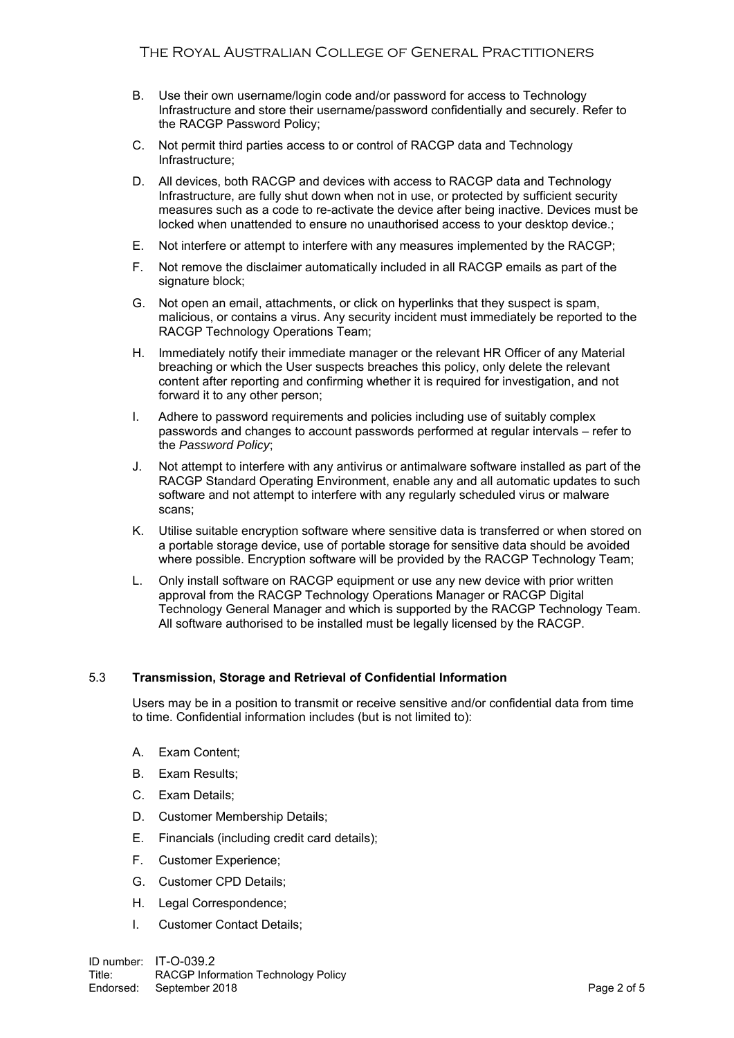B. Use their own username/login code and/or password for access to Technology Infrastructure and store their username/password confidentially and securely. Refer to the RACGP Password Policy;

C. Not permit third parties access to or control of RACGP data and Technology Infrastructure;

D. All devices, both RACGP and devices with access to RACGP data and Technology Infrastructure, are fully shut down when not in use, or protected by sufficient security measures such as a code to re-activate the device after being inactive. Devices must be locked when unattended to ensure no unauthorised access to your desktop device.;

E. Not interfere or attempt to interfere with any measures implemented by the RACGP;

F. Not remove the disclaimer automatically included in all RACGP emails as part of the signature block;

G. Not open an email, attachments, or click on hyperlinks that they suspect is spam, malicious, or contains a virus. Any security incident must immediately be reported to the RACGP Technology Operations Team;

H. Immediately notify their immediate manager or the relevant HR Officer of any Material breaching or which the User suspects breaches this policy, only delete the relevant content after reporting and confirming whether it is required for investigation, and not forward it to any other person;

I. Adhere to password requirements and policies including use of suitably complex passwords and changes to account passwords performed at regular intervals – refer to the *Password Policy*;

J. Not attempt to interfere with any antivirus or antimalware software installed as part of the RACGP Standard Operating Environment, enable any and all automatic updates to such software and not attempt to interfere with any regularly scheduled virus or malware scans;

K. Utilise suitable encryption software where sensitive data is transferred or when stored on a portable storage device, use of portable storage for sensitive data should be avoided where possible. Encryption software will be provided by the RACGP Technology Team;

L. Only install software on RACGP equipment or use any new device with prior written approval from the RACGP Technology Operations Manager or RACGP Digital Technology General Manager and which is supported by the RACGP Technology Team. All software authorised to be installed must be legally licensed by the RACGP.

### 5.3 Transmission, Storage and Retrieval of Confidential Information

Users may be in a position to transmit or receive sensitive and/or confidential data from time to time. Confidential information includes (but is not limited to):

A. Exam Content;

B. Exam Results;

C. Exam Details;

D. Customer Membership Details;

E. Financials (including credit card details);

F. Customer Experience;

G. Customer CPD Details;

H. Legal Correspondence;

I. Customer Contact Details;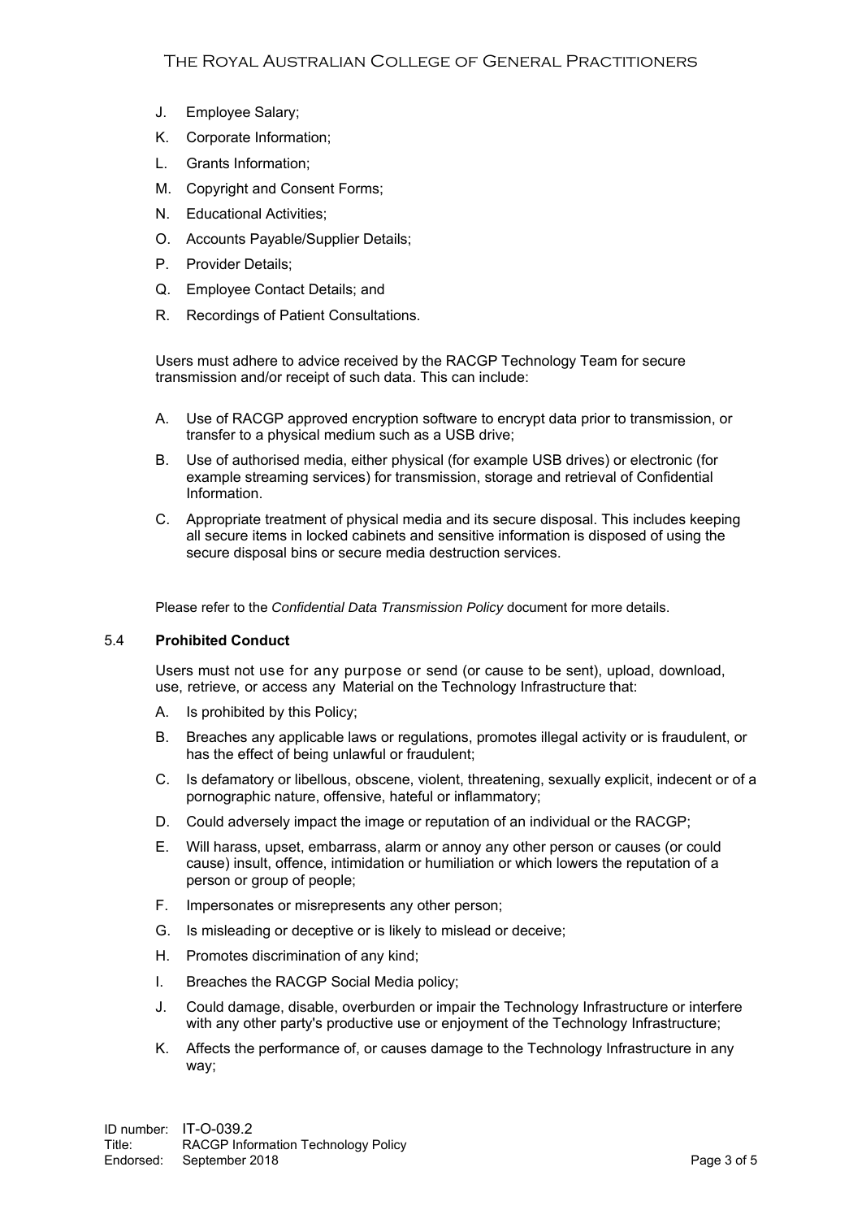J. Employee Salary;

K. Corporate Information;

L. Grants Information;

M. Copyright and Consent Forms;

N. Educational Activities;

O. Accounts Payable/Supplier Details;

P. Provider Details;

Q. Employee Contact Details; and

R. Recordings of Patient Consultations.

Users must adhere to advice received by the RACGP Technology Team for secure transmission and/or receipt of such data. This can include:

A. Use of RACGP approved encryption software to encrypt data prior to transmission, or transfer to a physical medium such as a USB drive;

B. Use of authorised media, either physical (for example USB drives) or electronic (for example streaming services) for transmission, storage and retrieval of Confidential Information.

C. Appropriate treatment of physical media and its secure disposal. This includes keeping all secure items in locked cabinets and sensitive information is disposed of using the secure disposal bins or secure media destruction services.

Please refer to the *Confidential Data Transmission Policy* document for more details.

### 5.4 Prohibited Conduct

Users must not use for any purpose or send (or cause to be sent), upload, download, use, retrieve, or access any Material on the Technology Infrastructure that:

A. Is prohibited by this Policy;

B. Breaches any applicable laws or regulations, promotes illegal activity or is fraudulent, or has the effect of being unlawful or fraudulent;

C. Is defamatory or libellous, obscene, violent, threatening, sexually explicit, indecent or of a pornographic nature, offensive, hateful or inflammatory;

D. Could adversely impact the image or reputation of an individual or the RACGP;

E. Will harass, upset, embarrass, alarm or annoy any other person or causes (or could cause) insult, offence, intimidation or humiliation or which lowers the reputation of a person or group of people;

F. Impersonates or misrepresents any other person;

G. Is misleading or deceptive or is likely to mislead or deceive;

H. Promotes discrimination of any kind;

I. Breaches the RACGP Social Media policy;

J. Could damage, disable, overburden or impair the Technology Infrastructure or interfere with any other party's productive use or enjoyment of the Technology Infrastructure;

K. Affects the performance of, or causes damage to the Technology Infrastructure in any way;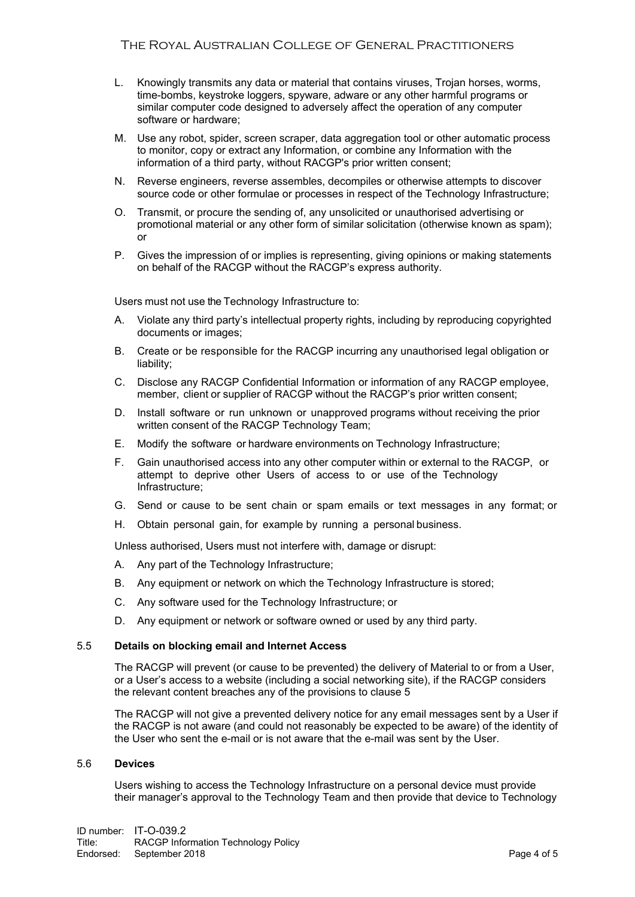L. Knowingly transmits any data or material that contains viruses, Trojan horses, worms, time-bombs, keystroke loggers, spyware, adware or any other harmful programs or similar computer code designed to adversely affect the operation of any computer software or hardware;

M. Use any robot, spider, screen scraper, data aggregation tool or other automatic process to monitor, copy or extract any Information, or combine any Information with the information of a third party, without RACGP's prior written consent;

N. Reverse engineers, reverse assembles, decompiles or otherwise attempts to discover source code or other formulae or processes in respect of the Technology Infrastructure;

O. Transmit, or procure the sending of, any unsolicited or unauthorised advertising or promotional material or any other form of similar solicitation (otherwise known as spam); or

P. Gives the impression of or implies is representing, giving opinions or making statements on behalf of the RACGP without the RACGP's express authority.

Users must not use the Technology Infrastructure to:

A. Violate any third party's intellectual property rights, including by reproducing copyrighted documents or images;

B. Create or be responsible for the RACGP incurring any unauthorised legal obligation or liability;

C. Disclose any RACGP Confidential Information or information of any RACGP employee, member, client or supplier of RACGP without the RACGP's prior written consent;

D. Install software or run unknown or unapproved programs without receiving the prior written consent of the RACGP Technology Team;

E. Modify the software or hardware environments on Technology Infrastructure;

F. Gain unauthorised access into any other computer within or external to the RACGP, or attempt to deprive other Users of access to or use of the Technology Infrastructure;

G. Send or cause to be sent chain or spam emails or text messages in any format; or

H. Obtain personal gain, for example by running a personal business.

Unless authorised, Users must not interfere with, damage or disrupt:

A. Any part of the Technology Infrastructure;

B. Any equipment or network on which the Technology Infrastructure is stored;

C. Any software used for the Technology Infrastructure; or

D. Any equipment or network or software owned or used by any third party.

### 5.5 Details on blocking email and Internet Access

The RACGP will prevent (or cause to be prevented) the delivery of Material to or from a User, or a User's access to a website (including a social networking site), if the RACGP considers the relevant content breaches any of the provisions to clause 5

The RACGP will not give a prevented delivery notice for any email messages sent by a User if the RACGP is not aware (and could not reasonably be expected to be aware) of the identity of the User who sent the e-mail or is not aware that the e-mail was sent by the User.

### 5.6 Devices

Users wishing to access the Technology Infrastructure on a personal device must provide their manager's approval to the Technology Team and then provide that device to Technology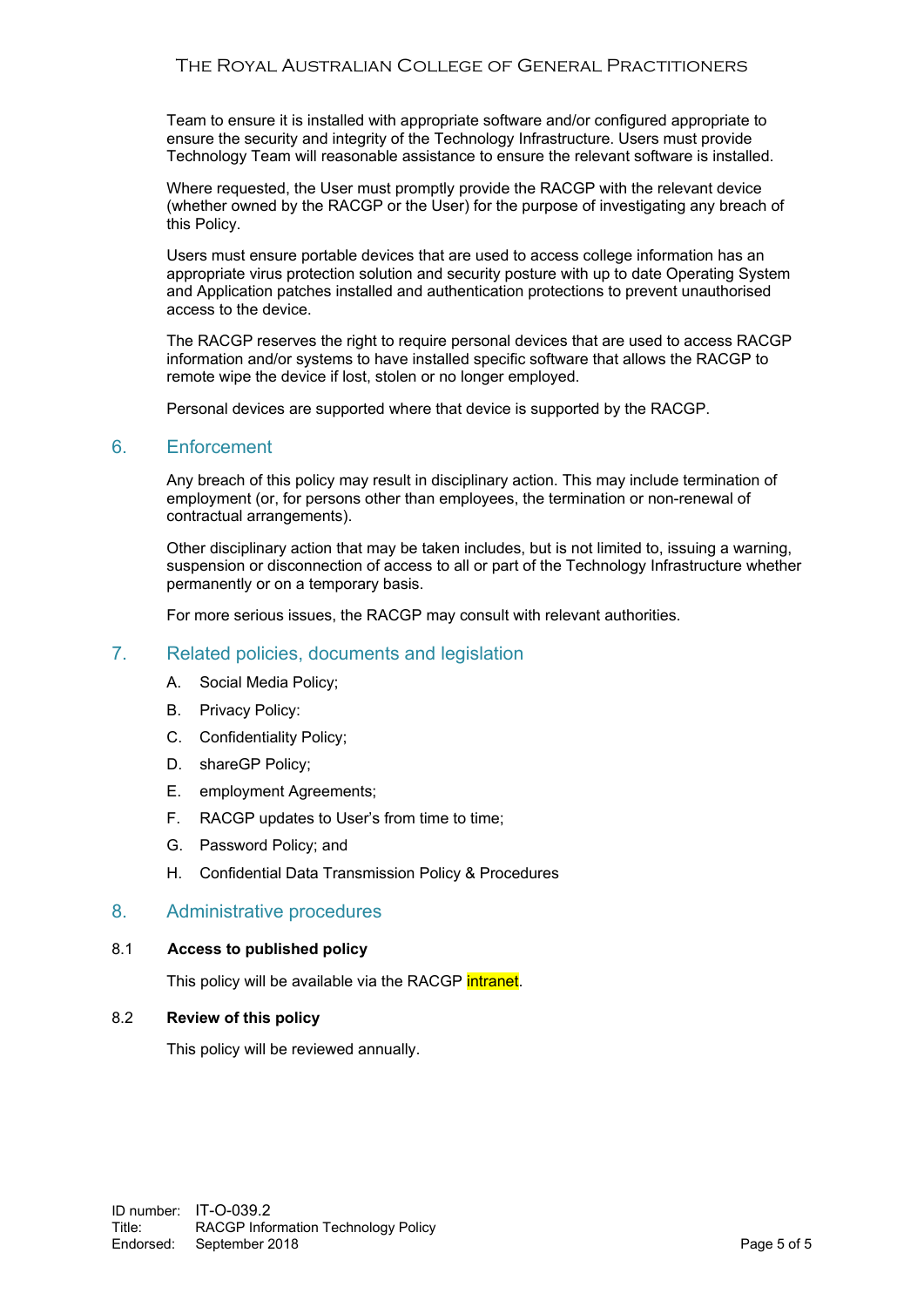Team to ensure it is installed with appropriate software and/or configured appropriate to ensure the security and integrity of the Technology Infrastructure. Users must provide Technology Team will reasonable assistance to ensure the relevant software is installed.

Where requested, the User must promptly provide the RACGP with the relevant device (whether owned by the RACGP or the User) for the purpose of investigating any breach of this Policy.

Users must ensure portable devices that are used to access college information has an appropriate virus protection solution and security posture with up to date Operating System and Application patches installed and authentication protections to prevent unauthorised access to the device.

The RACGP reserves the right to require personal devices that are used to access RACGP information and/or systems to have installed specific software that allows the RACGP to remote wipe the device if lost, stolen or no longer employed.

Personal devices are supported where that device is supported by the RACGP.

## 6. Enforcement

Any breach of this policy may result in disciplinary action. This may include termination of employment (or, for persons other than employees, the termination or non-renewal of contractual arrangements).

Other disciplinary action that may be taken includes, but is not limited to, issuing a warning, suspension or disconnection of access to all or part of the Technology Infrastructure whether permanently or on a temporary basis.

For more serious issues, the RACGP may consult with relevant authorities.

## 7. Related policies, documents and legislation

A. Social Media Policy;

B. Privacy Policy:

C. Confidentiality Policy;

D. shareGP Policy;

E. employment Agreements;

F. RACGP updates to User's from time to time;

G. Password Policy; and

H. Confidential Data Transmission Policy & Procedures

## 8. Administrative procedures

### 8.1 Access to published policy

This policy will be available via the RACGP intranet.

### 8.2 Review of this policy

This policy will be reviewed annually.

ID number: IT-O-039.2
Title: RACGP Information Technology Policy
Endorsed: September 2018